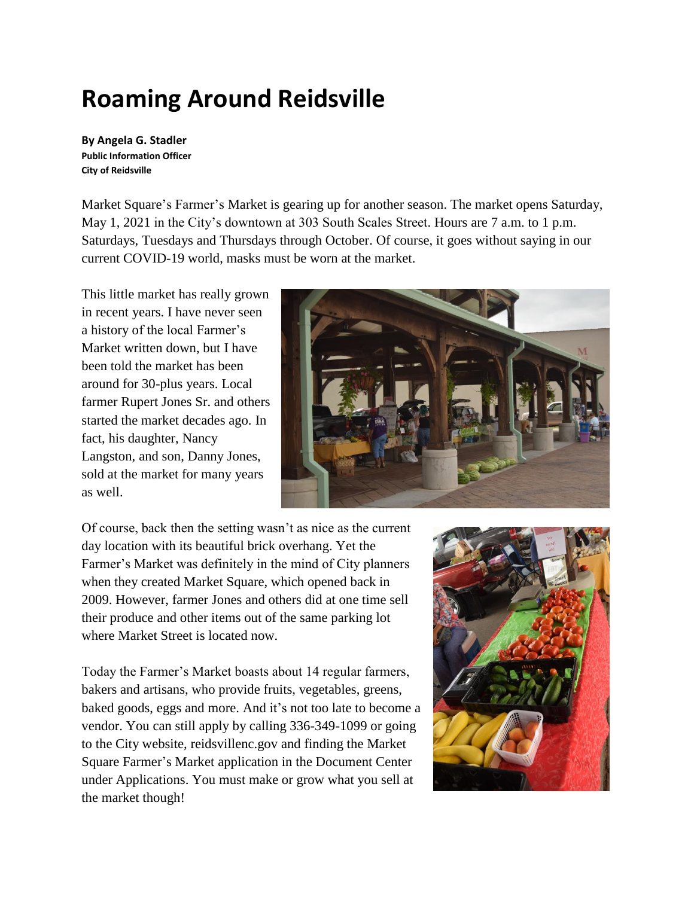# Roaming Around Reidsville

**By Angela G. Stadler**
**Public Information Officer**
**City of Reidsville**

Market Square's Farmer's Market is gearing up for another season. The market opens Saturday, May 1, 2021 in the City's downtown at 303 South Scales Street. Hours are 7 a.m. to 1 p.m. Saturdays, Tuesdays and Thursdays through October. Of course, it goes without saying in our current COVID-19 world, masks must be worn at the market.

This little market has really grown in recent years. I have never seen a history of the local Farmer's Market written down, but I have been told the market has been around for 30-plus years. Local farmer Rupert Jones Sr. and others started the market decades ago. In fact, his daughter, Nancy Langston, and son, Danny Jones, sold at the market for many years as well.

Of course, back then the setting wasn't as nice as the current day location with its beautiful brick overhang. Yet the Farmer's Market was definitely in the mind of City planners when they created Market Square, which opened back in 2009. However, farmer Jones and others did at one time sell their produce and other items out of the same parking lot where Market Street is located now.

Today the Farmer's Market boasts about 14 regular farmers, bakers and artisans, who provide fruits, vegetables, greens, baked goods, eggs and more. And it's not too late to become a vendor. You can still apply by calling 336-349-1099 or going to the City website, reidsvillenc.gov and finding the Market Square Farmer's Market application in the Document Center under Applications. You must make or grow what you sell at the market though!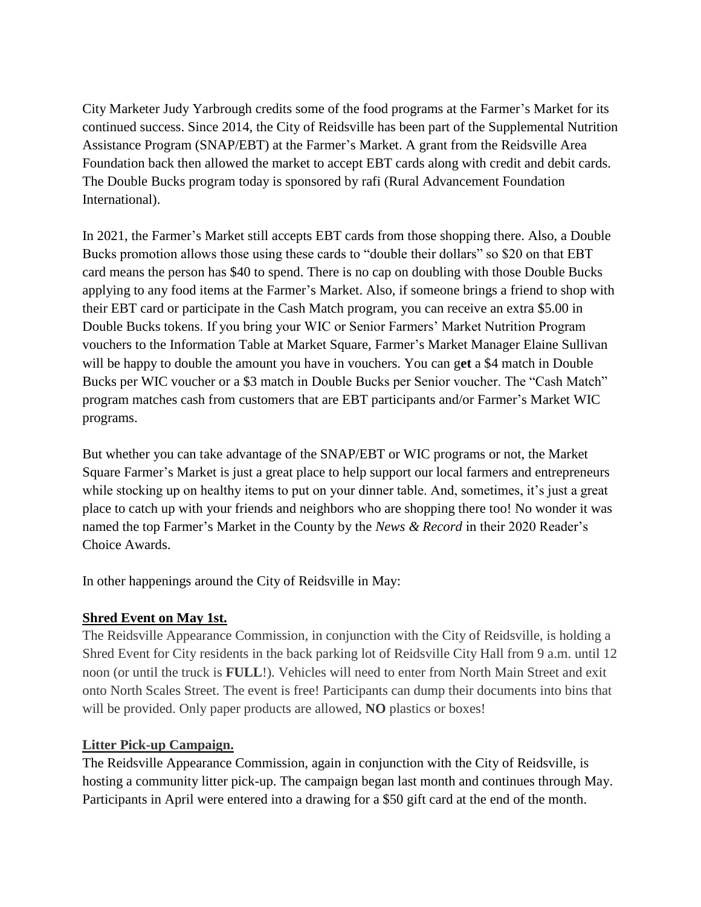City Marketer Judy Yarbrough credits some of the food programs at the Farmer's Market for its continued success. Since 2014, the City of Reidsville has been part of the Supplemental Nutrition Assistance Program (SNAP/EBT) at the Farmer's Market. A grant from the Reidsville Area Foundation back then allowed the market to accept EBT cards along with credit and debit cards. The Double Bucks program today is sponsored by rafi (Rural Advancement Foundation International).

In 2021, the Farmer's Market still accepts EBT cards from those shopping there. Also, a Double Bucks promotion allows those using these cards to "double their dollars" so $20 on that EBT card means the person has $40 to spend. There is no cap on doubling with those Double Bucks applying to any food items at the Farmer's Market. Also, if someone brings a friend to shop with their EBT card or participate in the Cash Match program, you can receive an extra $5.00 in Double Bucks tokens. If you bring your WIC or Senior Farmers' Market Nutrition Program vouchers to the Information Table at Market Square, Farmer's Market Manager Elaine Sullivan will be happy to double the amount you have in vouchers. You can g**et** a $4 match in Double Bucks per WIC voucher or a $3 match in Double Bucks per Senior voucher. The "Cash Match" program matches cash from customers that are EBT participants and/or Farmer's Market WIC programs.

But whether you can take advantage of the SNAP/EBT or WIC programs or not, the Market Square Farmer's Market is just a great place to help support our local farmers and entrepreneurs while stocking up on healthy items to put on your dinner table. And, sometimes, it's just a great place to catch up with your friends and neighbors who are shopping there too! No wonder it was named the top Farmer's Market in the County by the *News & Record* in their 2020 Reader's Choice Awards.

In other happenings around the City of Reidsville in May:

**Shred Event on May 1st.**

The Reidsville Appearance Commission, in conjunction with the City of Reidsville, is holding a Shred Event for City residents in the back parking lot of Reidsville City Hall from 9 a.m. until 12 noon (or until the truck is **FULL**!). Vehicles will need to enter from North Main Street and exit onto North Scales Street. The event is free! Participants can dump their documents into bins that will be provided. Only paper products are allowed, **NO** plastics or boxes!

**Litter Pick-up Campaign.**

The Reidsville Appearance Commission, again in conjunction with the City of Reidsville, is hosting a community litter pick-up. The campaign began last month and continues through May. Participants in April were entered into a drawing for a $50 gift card at the end of the month.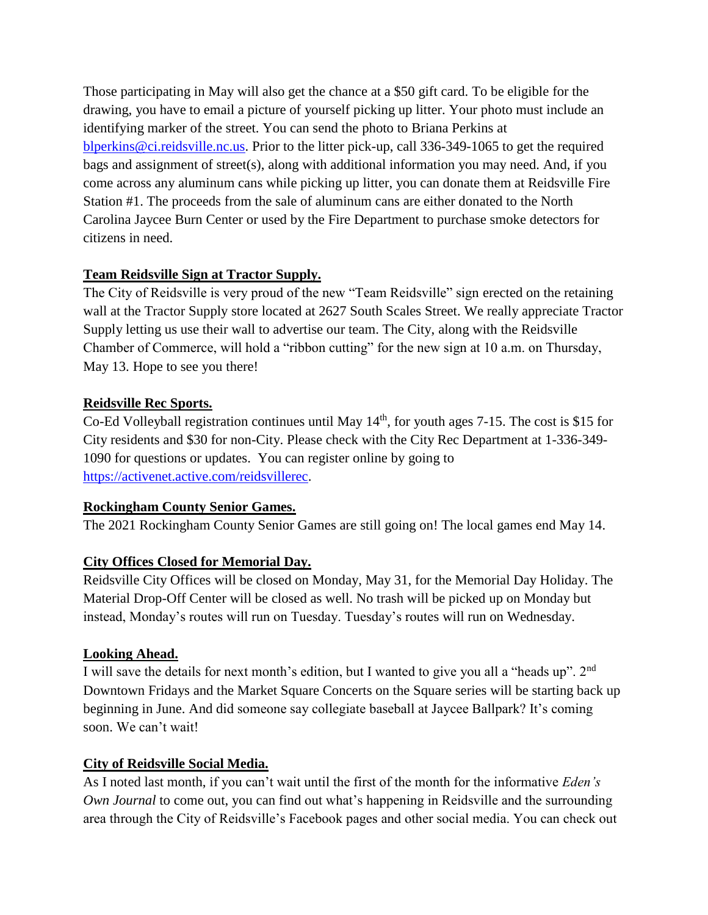Those participating in May will also get the chance at a $50 gift card. To be eligible for the drawing, you have to email a picture of yourself picking up litter. Your photo must include an identifying marker of the street. You can send the photo to Briana Perkins at blperkins@ci.reidsville.nc.us. Prior to the litter pick-up, call 336-349-1065 to get the required bags and assignment of street(s), along with additional information you may need. And, if you come across any aluminum cans while picking up litter, you can donate them at Reidsville Fire Station #1. The proceeds from the sale of aluminum cans are either donated to the North Carolina Jaycee Burn Center or used by the Fire Department to purchase smoke detectors for citizens in need.

**Team Reidsville Sign at Tractor Supply.**

The City of Reidsville is very proud of the new "Team Reidsville" sign erected on the retaining wall at the Tractor Supply store located at 2627 South Scales Street. We really appreciate Tractor Supply letting us use their wall to advertise our team. The City, along with the Reidsville Chamber of Commerce, will hold a "ribbon cutting" for the new sign at 10 a.m. on Thursday, May 13. Hope to see you there!

**Reidsville Rec Sports.**

Co-Ed Volleyball registration continues until May 14th, for youth ages 7-15. The cost is $15 for City residents and $30 for non-City. Please check with the City Rec Department at 1-336-349-1090 for questions or updates. You can register online by going to https://activenet.active.com/reidsvillerec.

**Rockingham County Senior Games.**

The 2021 Rockingham County Senior Games are still going on! The local games end May 14.

**City Offices Closed for Memorial Day.**

Reidsville City Offices will be closed on Monday, May 31, for the Memorial Day Holiday. The Material Drop-Off Center will be closed as well. No trash will be picked up on Monday but instead, Monday's routes will run on Tuesday. Tuesday's routes will run on Wednesday.

**Looking Ahead.**

I will save the details for next month's edition, but I wanted to give you all a "heads up". 2nd Downtown Fridays and the Market Square Concerts on the Square series will be starting back up beginning in June. And did someone say collegiate baseball at Jaycee Ballpark? It's coming soon. We can't wait!

**City of Reidsville Social Media.**

As I noted last month, if you can't wait until the first of the month for the informative *Eden's Own Journal* to come out, you can find out what's happening in Reidsville and the surrounding area through the City of Reidsville's Facebook pages and other social media. You can check out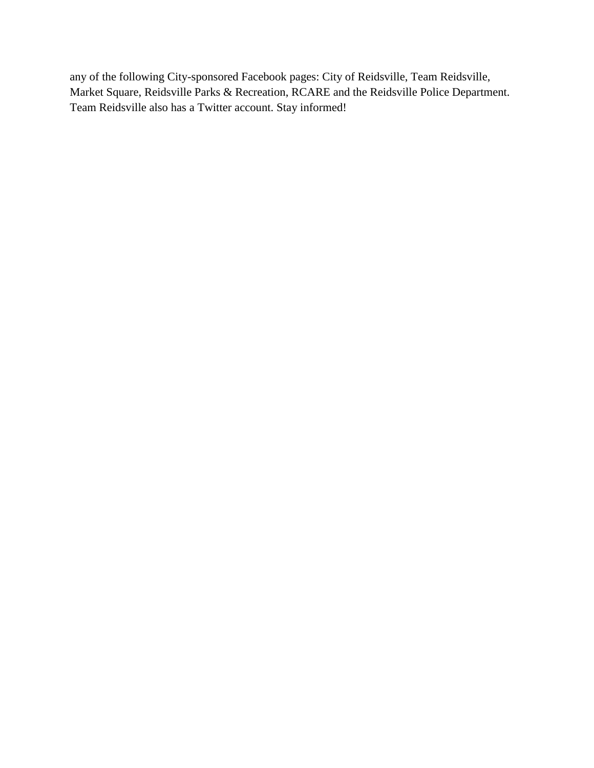any of the following City-sponsored Facebook pages: City of Reidsville, Team Reidsville, Market Square, Reidsville Parks & Recreation, RCARE and the Reidsville Police Department. Team Reidsville also has a Twitter account. Stay informed!